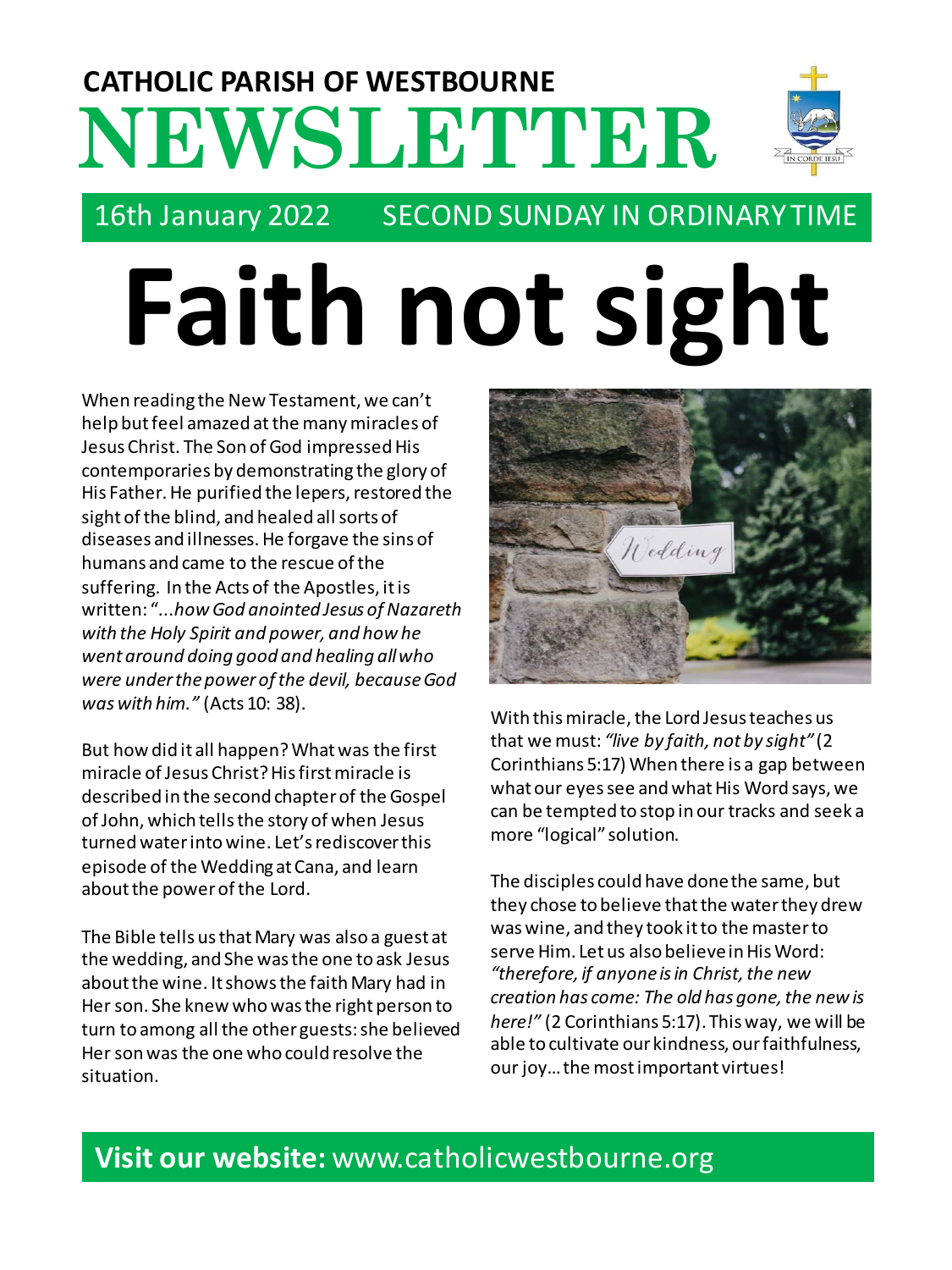**CATHOLIC PARISH OF WESTBOURNE**

# NEWSLETTER

16th January 2022 SECOND SUNDAY IN ORDINARY TIME

# Faith not sight

When reading the New Testament, we can't help but feel amazed at the many miracles of Jesus Christ. The Son of God impressed His contemporaries by demonstrating the glory of His Father. He purified the lepers, restored the sight of the blind, and healed all sorts of diseases and illnesses. He forgave the sins of humans and came to the rescue of the suffering. In the Acts of the Apostles, it is written: "*...how God anointed Jesus of Nazareth with the Holy Spirit and power, and how he went around doing good and healing all who were under the power of the devil, because God was with him.*" (Acts 10: 38).

But how did it all happen? What was the first miracle of Jesus Christ? His first miracle is described in the second chapter of the Gospel of John, which tells the story of when Jesus turned water into wine. Let's rediscover this episode of the Wedding at Cana, and learn about the power of the Lord.

The Bible tells us that Mary was also a guest at the wedding, and She was the one to ask Jesus about the wine. It shows the faith Mary had in Her son. She knew who was the right person to turn to among all the other guests: she believed Her son was the one who could resolve the situation.

With this miracle, the Lord Jesus teaches us that we must: *"live by faith, not by sight"* (2 Corinthians 5:17) When there is a gap between what our eyes see and what His Word says, we can be tempted to stop in our tracks and seek a more "logical" solution.

The disciples could have done the same, but they chose to believe that the water they drew was wine, and they took it to the master to serve Him. Let us also believe in His Word: *"therefore, if anyone is in Christ, the new creation has come: The old has gone, the new is here!"* (2 Corinthians 5:17). This way, we will be able to cultivate our kindness, our faithfulness, our joy… the most important virtues!

**Visit our website:** www.catholicwestbourne.org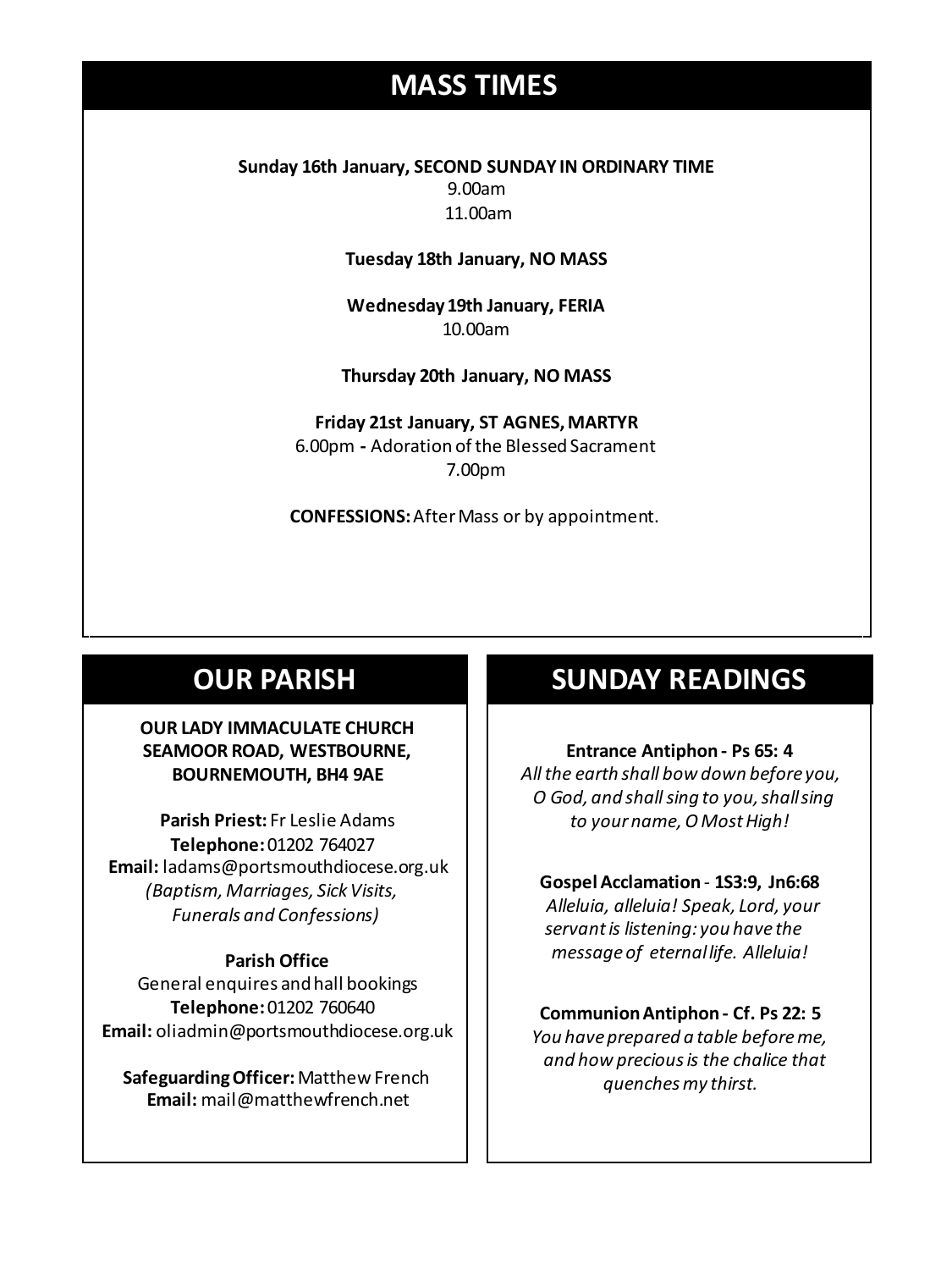## MASS TIMES

**Sunday 16th January, SECOND SUNDAY IN ORDINARY TIME**
9.00am
11.00am

**Tuesday 18th January, NO MASS**

**Wednesday 19th January, FERIA**
10.00am

**Thursday 20th January, NO MASS**

**Friday 21st January, ST AGNES, MARTYR**
6.00pm - Adoration of the Blessed Sacrament
7.00pm

**CONFESSIONS:** After Mass or by appointment.

## OUR PARISH

**OUR LADY IMMACULATE CHURCH**
**SEAMOOR ROAD, WESTBOURNE,**
**BOURNEMOUTH, BH4 9AE**

**Parish Priest:** Fr Leslie Adams
**Telephone:** 01202 764027
**Email:** ladams@portsmouthdiocese.org.uk
*(Baptism, Marriages, Sick Visits, Funerals and Confessions)*

**Parish Office**
General enquires and hall bookings
**Telephone:** 01202 760640
**Email:** oliadmin@portsmouthdiocese.org.uk

**Safeguarding Officer:** Matthew French
**Email:** mail@matthewfrench.net

## SUNDAY READINGS

**Entrance Antiphon - Ps 65: 4**
*All the earth shall bow down before you, O God, and shall sing to you, shall sing to your name, O Most High!*

**Gospel Acclamation - 1S3:9, Jn6:68**
*Alleluia, alleluia! Speak, Lord, your servant is listening: you have the message of eternal life. Alleluia!*

**Communion Antiphon - Cf. Ps 22: 5**
*You have prepared a table before me, and how precious is the chalice that quenches my thirst.*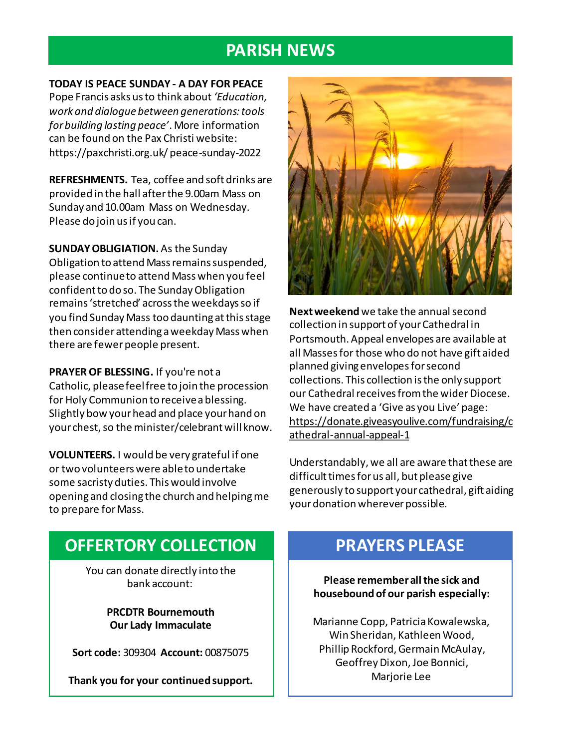# PARISH NEWS

**TODAY IS PEACE SUNDAY - A DAY FOR PEACE**
Pope Francis asks us to think about *'Education, work and dialogue between generations: tools for building lasting peace'*. More information can be found on the Pax Christi website: https://paxchristi.org.uk/ peace-sunday-2022

**REFRESHMENTS.** Tea, coffee and soft drinks are provided in the hall after the 9.00am Mass on Sunday and 10.00am Mass on Wednesday. Please do join us if you can.

**SUNDAY OBLIGATION.** As the Sunday Obligation to attend Mass remains suspended, please continue to attend Mass when you feel confident to do so. The Sunday Obligation remains 'stretched' across the weekdays so if you find Sunday Mass too daunting at this stage then consider attending a weekday Mass when there are fewer people present.

**PRAYER OF BLESSING.** If you're not a Catholic, please feel free to join the procession for Holy Communion to receive a blessing. Slightly bow your head and place your hand on your chest, so the minister/celebrant will know.

**VOLUNTEERS.** I would be very grateful if one or two volunteers were able to undertake some sacristy duties. This would involve opening and closing the church and helping me to prepare for Mass.

**Next weekend** we take the annual second collection in support of your Cathedral in Portsmouth. Appeal envelopes are available at all Masses for those who do not have gift aided planned giving envelopes for second collections. This collection is the only support our Cathedral receives from the wider Diocese. We have created a 'Give as you Live' page: https://donate.giveasyoulive.com/fundraising/cathedral-annual-appeal-1

Understandably, we all are aware that these are difficult times for us all, but please give generously to support your cathedral, gift aiding your donation wherever possible.

## OFFERTORY COLLECTION

You can donate directly into the bank account:

**PRCDTR Bournemouth**
**Our Lady Immaculate**

**Sort code:** 309304 **Account:** 00875075

**Thank you for your continued support.**

## PRAYERS PLEASE

**Please remember all the sick and housebound of our parish especially:**

Marianne Copp, Patricia Kowalewska, Win Sheridan, Kathleen Wood, Phillip Rockford, Germain McAulay, Geoffrey Dixon, Joe Bonnici, Marjorie Lee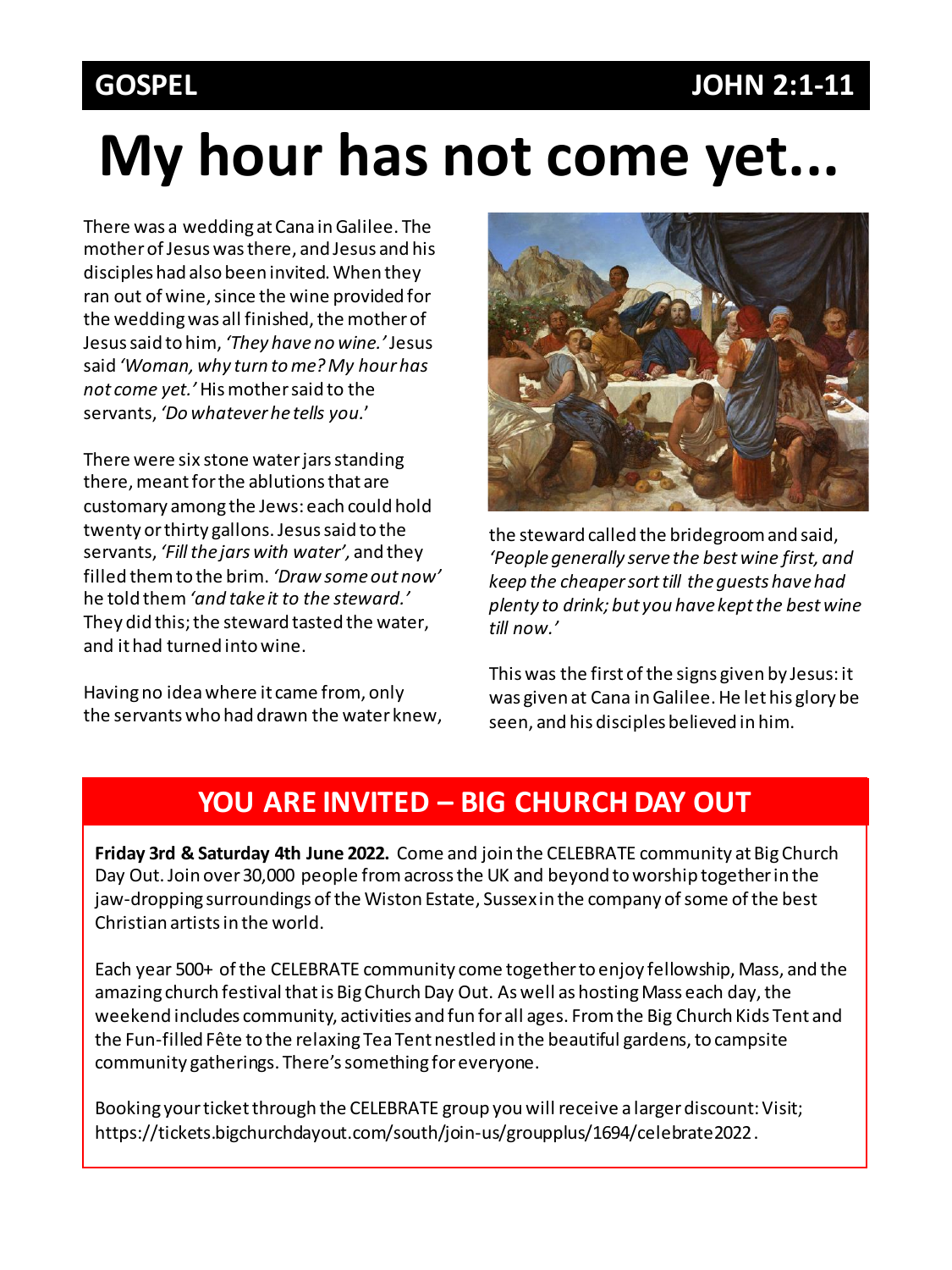**GOSPEL** **JOHN 2:1-11**

# My hour has not come yet...

There was a wedding at Cana in Galilee. The mother of Jesus was there, and Jesus and his disciples had also been invited. When they ran out of wine, since the wine provided for the wedding was all finished, the mother of Jesus said to him, *'They have no wine.'* Jesus said *'Woman, why turn to me? My hour has not come yet.'* His mother said to the servants, *'Do whatever he tells you.'*

There were six stone water jars standing there, meant for the ablutions that are customary among the Jews: each could hold twenty or thirty gallons. Jesus said to the servants, *'Fill the jars with water',* and they filled them to the brim. *'Draw some out now'* he told them *'and take it to the steward.'* They did this; the steward tasted the water, and it had turned into wine.

Having no idea where it came from, only the servants who had drawn the water knew, the steward called the bridegroom and said, *'People generally serve the best wine first, and keep the cheaper sort till the guests have had plenty to drink; but you have kept the best wine till now.'*

This was the first of the signs given by Jesus: it was given at Cana in Galilee. He let his glory be seen, and his disciples believed in him.

## YOU ARE INVITED – BIG CHURCH DAY OUT

**Friday 3rd & Saturday 4th June 2022.** Come and join the CELEBRATE community at Big Church Day Out. Join over 30,000 people from across the UK and beyond to worship together in the jaw-dropping surroundings of the Wiston Estate, Sussex in the company of some of the best Christian artists in the world.

Each year 500+ of the CELEBRATE community come together to enjoy fellowship, Mass, and the amazing church festival that is Big Church Day Out. As well as hosting Mass each day, the weekend includes community, activities and fun for all ages. From the Big Church Kids Tent and the Fun-filled Fête to the relaxing Tea Tent nestled in the beautiful gardens, to campsite community gatherings. There's something for everyone.

Booking your ticket through the CELEBRATE group you will receive a larger discount: Visit; https://tickets.bigchurchdayout.com/south/join-us/groupplus/1694/celebrate2022.